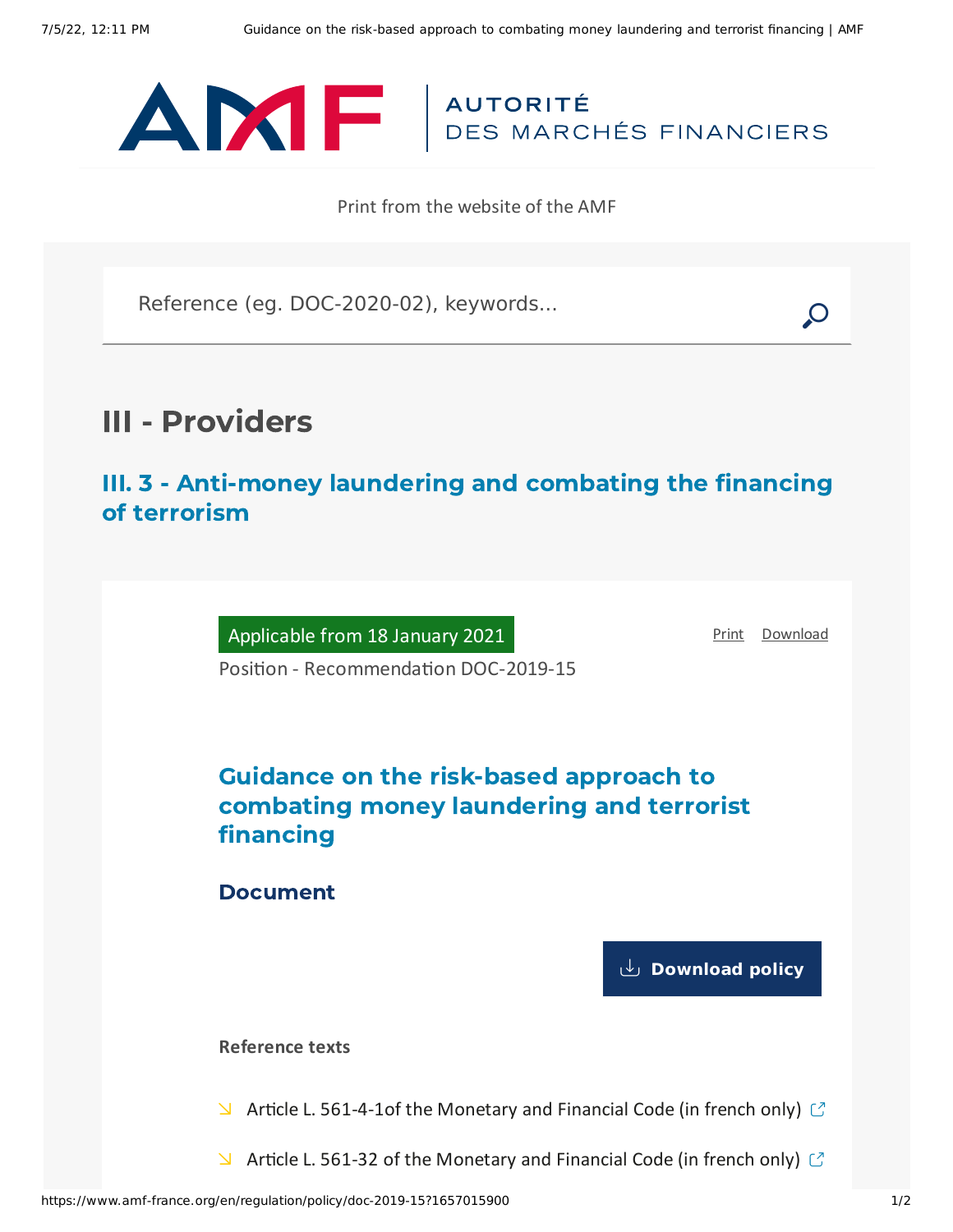AUTORITÉ DES MARCHÉS FINANCIERS

Print from the website of the AMF

Reference (eg. DOC-2020-02), keywords...

# III - Providers

## III. 3 - Anti-money laundering and combating the financing of terrorism

Applicable from 18 January 2021

Position - Recommendation DOC-2019-15

Print Download

## Guidance on the risk-based approach to combating money laundering and terrorist financing

### Document

Download policy

**Reference texts**

- Article L. 561-4-1of the Monetary and Financial Code (in french only)
- Article L. 561-32 of the Monetary and Financial Code (in french only)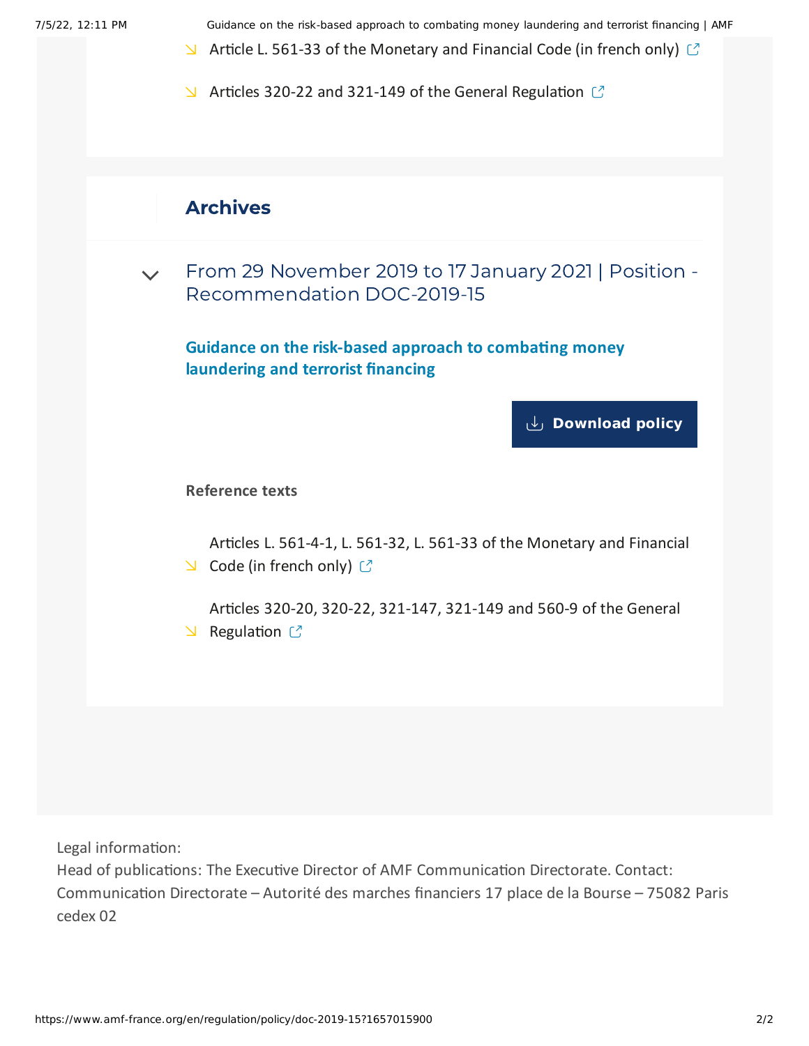- Article L. 561-33 of the Monetary and Financial Code (in french only)
- Articles 320-22 and 321-149 of the General Regulation

## Archives

### From 29 November 2019 to 17 January 2021 | Position - Recommendation DOC-2019-15

**Guidance on the risk-based approach to combating money laundering and terrorist financing**

Download policy

**Reference texts**

- Articles L. 561-4-1, L. 561-32, L. 561-33 of the Monetary and Financial Code (in french only)
- Articles 320-20, 320-22, 321-147, 321-149 and 560-9 of the General Regulation

Legal information:
Head of publications: The Executive Director of AMF Communication Directorate. Contact: Communication Directorate – Autorité des marches financiers 17 place de la Bourse – 75082 Paris cedex 02